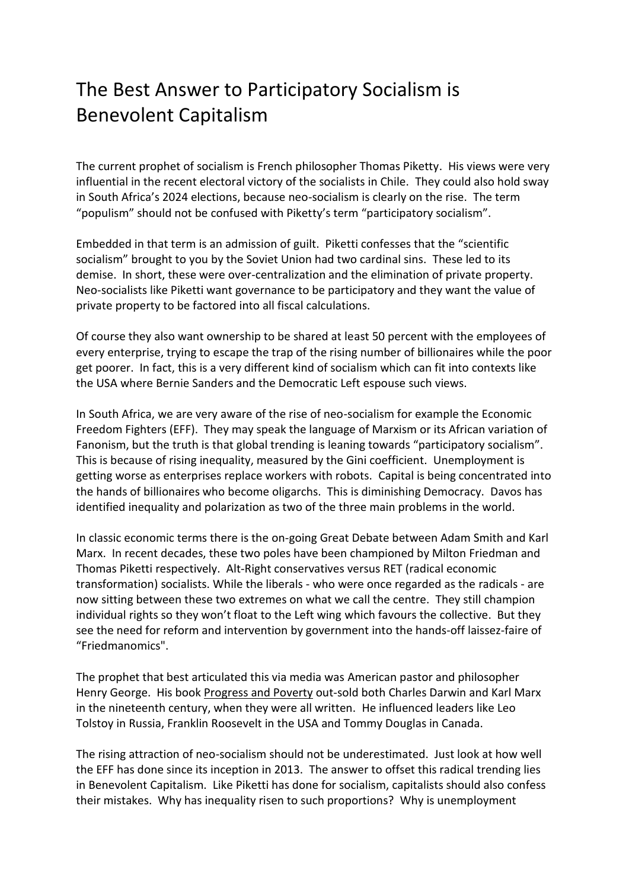# The Best Answer to Participatory Socialism is Benevolent Capitalism

The current prophet of socialism is French philosopher Thomas Piketty. His views were very influential in the recent electoral victory of the socialists in Chile. They could also hold sway in South Africa's 2024 elections, because neo-socialism is clearly on the rise. The term "populism" should not be confused with Piketty's term "participatory socialism".

Embedded in that term is an admission of guilt. Piketti confesses that the "scientific socialism" brought to you by the Soviet Union had two cardinal sins. These led to its demise. In short, these were over-centralization and the elimination of private property. Neo-socialists like Piketti want governance to be participatory and they want the value of private property to be factored into all fiscal calculations.

Of course they also want ownership to be shared at least 50 percent with the employees of every enterprise, trying to escape the trap of the rising number of billionaires while the poor get poorer. In fact, this is a very different kind of socialism which can fit into contexts like the USA where Bernie Sanders and the Democratic Left espouse such views.

In South Africa, we are very aware of the rise of neo-socialism for example the Economic Freedom Fighters (EFF). They may speak the language of Marxism or its African variation of Fanonism, but the truth is that global trending is leaning towards "participatory socialism". This is because of rising inequality, measured by the Gini coefficient. Unemployment is getting worse as enterprises replace workers with robots. Capital is being concentrated into the hands of billionaires who become oligarchs. This is diminishing Democracy. Davos has identified inequality and polarization as two of the three main problems in the world.

In classic economic terms there is the on-going Great Debate between Adam Smith and Karl Marx. In recent decades, these two poles have been championed by Milton Friedman and Thomas Piketti respectively. Alt-Right conservatives versus RET (radical economic transformation) socialists. While the liberals - who were once regarded as the radicals - are now sitting between these two extremes on what we call the centre. They still champion individual rights so they won't float to the Left wing which favours the collective. But they see the need for reform and intervention by government into the hands-off laissez-faire of "Friedmanomics".

The prophet that best articulated this via media was American pastor and philosopher Henry George. His book Progress and Poverty out-sold both Charles Darwin and Karl Marx in the nineteenth century, when they were all written. He influenced leaders like Leo Tolstoy in Russia, Franklin Roosevelt in the USA and Tommy Douglas in Canada.

The rising attraction of neo-socialism should not be underestimated. Just look at how well the EFF has done since its inception in 2013. The answer to offset this radical trending lies in Benevolent Capitalism. Like Piketti has done for socialism, capitalists should also confess their mistakes. Why has inequality risen to such proportions? Why is unemployment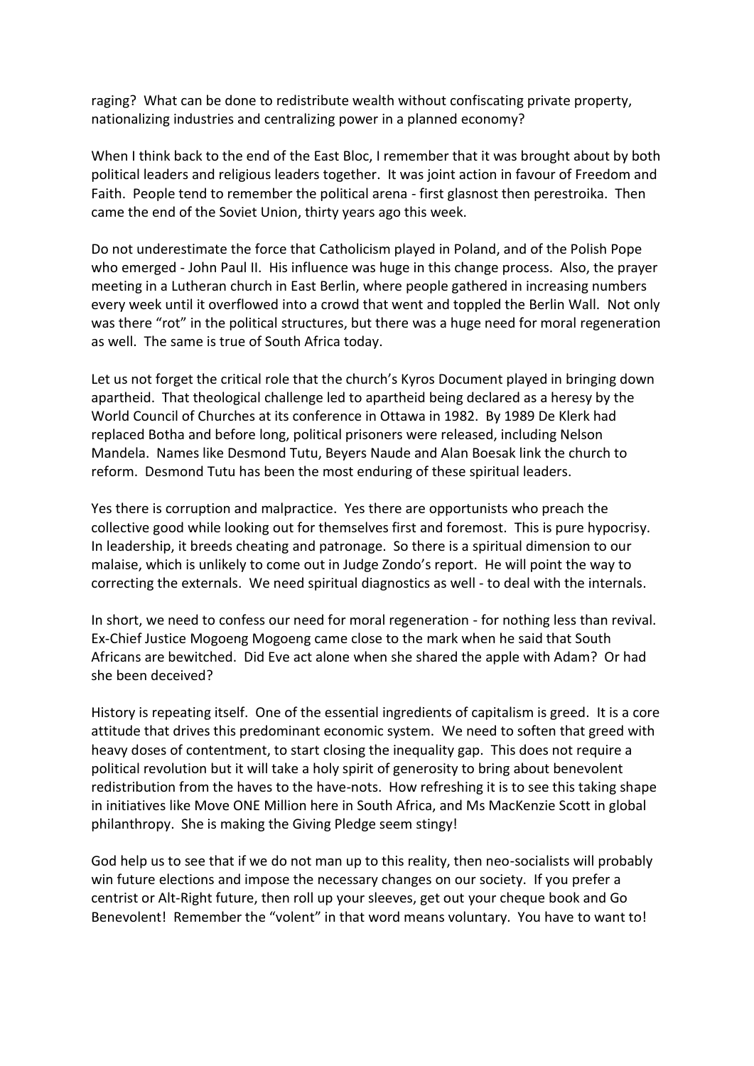raging? What can be done to redistribute wealth without confiscating private property, nationalizing industries and centralizing power in a planned economy?

When I think back to the end of the East Bloc, I remember that it was brought about by both political leaders and religious leaders together. It was joint action in favour of Freedom and Faith. People tend to remember the political arena - first glasnost then perestroika. Then came the end of the Soviet Union, thirty years ago this week.

Do not underestimate the force that Catholicism played in Poland, and of the Polish Pope who emerged - John Paul II. His influence was huge in this change process. Also, the prayer meeting in a Lutheran church in East Berlin, where people gathered in increasing numbers every week until it overflowed into a crowd that went and toppled the Berlin Wall. Not only was there "rot" in the political structures, but there was a huge need for moral regeneration as well. The same is true of South Africa today.

Let us not forget the critical role that the church's Kyros Document played in bringing down apartheid. That theological challenge led to apartheid being declared as a heresy by the World Council of Churches at its conference in Ottawa in 1982. By 1989 De Klerk had replaced Botha and before long, political prisoners were released, including Nelson Mandela. Names like Desmond Tutu, Beyers Naude and Alan Boesak link the church to reform. Desmond Tutu has been the most enduring of these spiritual leaders.

Yes there is corruption and malpractice. Yes there are opportunists who preach the collective good while looking out for themselves first and foremost. This is pure hypocrisy. In leadership, it breeds cheating and patronage. So there is a spiritual dimension to our malaise, which is unlikely to come out in Judge Zondo's report. He will point the way to correcting the externals. We need spiritual diagnostics as well - to deal with the internals.

In short, we need to confess our need for moral regeneration - for nothing less than revival. Ex-Chief Justice Mogoeng Mogoeng came close to the mark when he said that South Africans are bewitched. Did Eve act alone when she shared the apple with Adam? Or had she been deceived?

History is repeating itself. One of the essential ingredients of capitalism is greed. It is a core attitude that drives this predominant economic system. We need to soften that greed with heavy doses of contentment, to start closing the inequality gap. This does not require a political revolution but it will take a holy spirit of generosity to bring about benevolent redistribution from the haves to the have-nots. How refreshing it is to see this taking shape in initiatives like Move ONE Million here in South Africa, and Ms MacKenzie Scott in global philanthropy. She is making the Giving Pledge seem stingy!

God help us to see that if we do not man up to this reality, then neo-socialists will probably win future elections and impose the necessary changes on our society. If you prefer a centrist or Alt-Right future, then roll up your sleeves, get out your cheque book and Go Benevolent! Remember the "volent" in that word means voluntary. You have to want to!